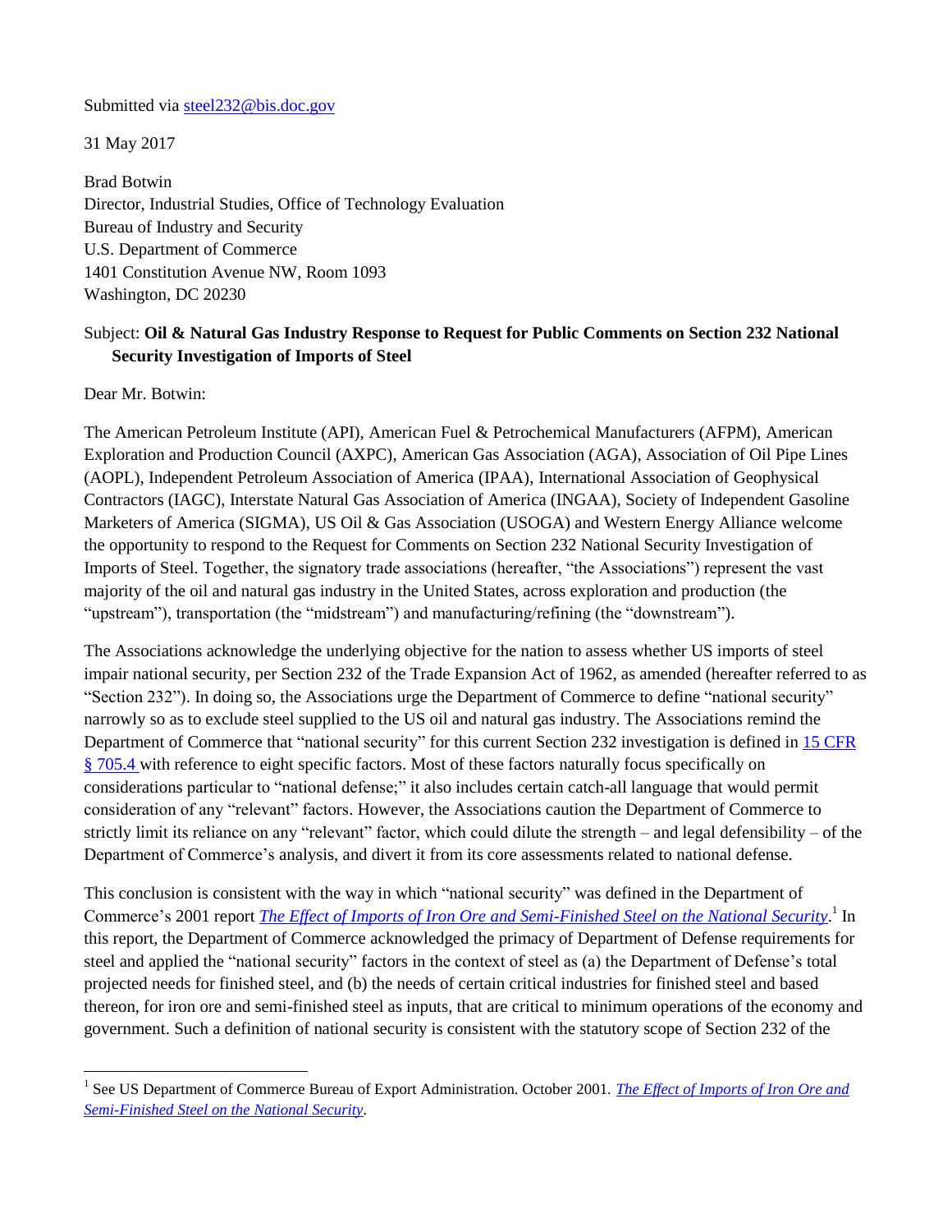Submitted via [steel232@bis.doc.gov](mailto:steel232@bis.doc.gov)

31 May 2017

Brad Botwin
Director, Industrial Studies, Office of Technology Evaluation
Bureau of Industry and Security
U.S. Department of Commerce
1401 Constitution Avenue NW, Room 1093
Washington, DC 20230

Subject: **Oil & Natural Gas Industry Response to Request for Public Comments on Section 232 National Security Investigation of Imports of Steel**

Dear Mr. Botwin:

The American Petroleum Institute (API), American Fuel & Petrochemical Manufacturers (AFPM), American Exploration and Production Council (AXPC), American Gas Association (AGA), Association of Oil Pipe Lines (AOPL), Independent Petroleum Association of America (IPAA), International Association of Geophysical Contractors (IAGC), Interstate Natural Gas Association of America (INGAA), Society of Independent Gasoline Marketers of America (SIGMA), US Oil & Gas Association (USOGA) and Western Energy Alliance welcome the opportunity to respond to the Request for Comments on Section 232 National Security Investigation of Imports of Steel. Together, the signatory trade associations (hereafter, "the Associations") represent the vast majority of the oil and natural gas industry in the United States, across exploration and production (the "upstream"), transportation (the "midstream") and manufacturing/refining (the "downstream").

The Associations acknowledge the underlying objective for the nation to assess whether US imports of steel impair national security, per Section 232 of the Trade Expansion Act of 1962, as amended (hereafter referred to as "Section 232"). In doing so, the Associations urge the Department of Commerce to define "national security" narrowly so as to exclude steel supplied to the US oil and natural gas industry. The Associations remind the Department of Commerce that "national security" for this current Section 232 investigation is defined in [15 CFR § 705.4](#) with reference to eight specific factors. Most of these factors naturally focus specifically on considerations particular to "national defense;" it also includes certain catch-all language that would permit consideration of any "relevant" factors. However, the Associations caution the Department of Commerce to strictly limit its reliance on any "relevant" factor, which could dilute the strength – and legal defensibility – of the Department of Commerce's analysis, and divert it from its core assessments related to national defense.

This conclusion is consistent with the way in which "national security" was defined in the Department of Commerce's 2001 report *[The Effect of Imports of Iron Ore and Semi-Finished Steel on the National Security](#)*.[1] In this report, the Department of Commerce acknowledged the primacy of Department of Defense requirements for steel and applied the "national security" factors in the context of steel as (a) the Department of Defense's total projected needs for finished steel, and (b) the needs of certain critical industries for finished steel and based thereon, for iron ore and semi-finished steel as inputs, that are critical to minimum operations of the economy and government. Such a definition of national security is consistent with the statutory scope of Section 232 of the

[1] See US Department of Commerce Bureau of Export Administration. October 2001. *[The Effect of Imports of Iron Ore and Semi-Finished Steel on the National Security](#)*.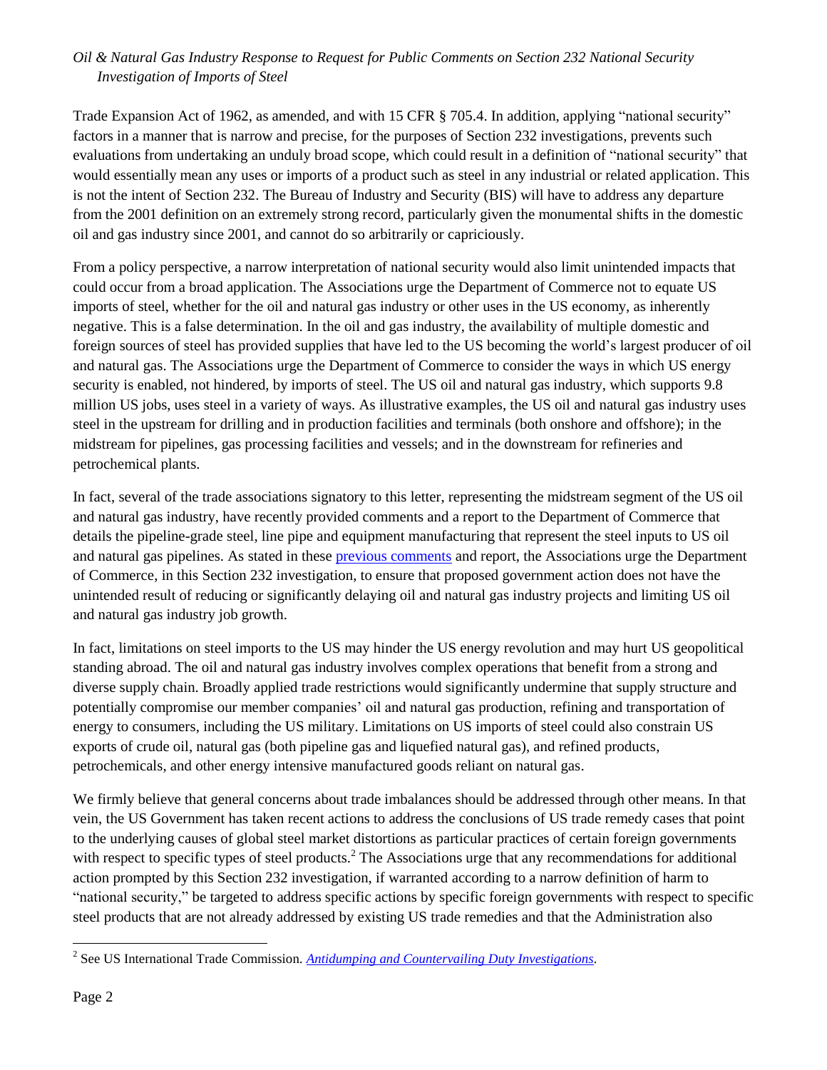Trade Expansion Act of 1962, as amended, and with 15 CFR § 705.4. In addition, applying "national security" factors in a manner that is narrow and precise, for the purposes of Section 232 investigations, prevents such evaluations from undertaking an unduly broad scope, which could result in a definition of "national security" that would essentially mean any uses or imports of a product such as steel in any industrial or related application. This is not the intent of Section 232. The Bureau of Industry and Security (BIS) will have to address any departure from the 2001 definition on an extremely strong record, particularly given the monumental shifts in the domestic oil and gas industry since 2001, and cannot do so arbitrarily or capriciously.

From a policy perspective, a narrow interpretation of national security would also limit unintended impacts that could occur from a broad application. The Associations urge the Department of Commerce not to equate US imports of steel, whether for the oil and natural gas industry or other uses in the US economy, as inherently negative. This is a false determination. In the oil and gas industry, the availability of multiple domestic and foreign sources of steel has provided supplies that have led to the US becoming the world's largest producer of oil and natural gas. The Associations urge the Department of Commerce to consider the ways in which US energy security is enabled, not hindered, by imports of steel. The US oil and natural gas industry, which supports 9.8 million US jobs, uses steel in a variety of ways. As illustrative examples, the US oil and natural gas industry uses steel in the upstream for drilling and in production facilities and terminals (both onshore and offshore); in the midstream for pipelines, gas processing facilities and vessels; and in the downstream for refineries and petrochemical plants.

In fact, several of the trade associations signatory to this letter, representing the midstream segment of the US oil and natural gas industry, have recently provided comments and a report to the Department of Commerce that details the pipeline-grade steel, line pipe and equipment manufacturing that represent the steel inputs to US oil and natural gas pipelines. As stated in these previous comments and report, the Associations urge the Department of Commerce, in this Section 232 investigation, to ensure that proposed government action does not have the unintended result of reducing or significantly delaying oil and natural gas industry projects and limiting US oil and natural gas industry job growth.

In fact, limitations on steel imports to the US may hinder the US energy revolution and may hurt US geopolitical standing abroad. The oil and natural gas industry involves complex operations that benefit from a strong and diverse supply chain. Broadly applied trade restrictions would significantly undermine that supply structure and potentially compromise our member companies' oil and natural gas production, refining and transportation of energy to consumers, including the US military. Limitations on US imports of steel could also constrain US exports of crude oil, natural gas (both pipeline gas and liquefied natural gas), and refined products, petrochemicals, and other energy intensive manufactured goods reliant on natural gas.

We firmly believe that general concerns about trade imbalances should be addressed through other means. In that vein, the US Government has taken recent actions to address the conclusions of US trade remedy cases that point to the underlying causes of global steel market distortions as particular practices of certain foreign governments with respect to specific types of steel products.[2] The Associations urge that any recommendations for additional action prompted by this Section 232 investigation, if warranted according to a narrow definition of harm to "national security," be targeted to address specific actions by specific foreign governments with respect to specific steel products that are not already addressed by existing US trade remedies and that the Administration also

[2] See US International Trade Commission. *Antidumping and Countervailing Duty Investigations*.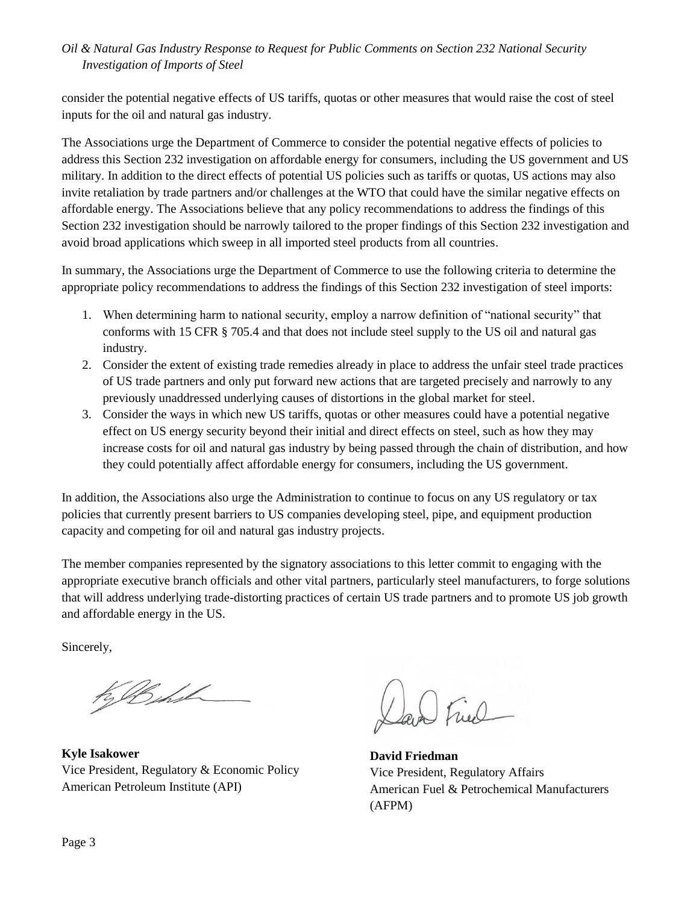consider the potential negative effects of US tariffs, quotas or other measures that would raise the cost of steel inputs for the oil and natural gas industry.

The Associations urge the Department of Commerce to consider the potential negative effects of policies to address this Section 232 investigation on affordable energy for consumers, including the US government and US military. In addition to the direct effects of potential US policies such as tariffs or quotas, US actions may also invite retaliation by trade partners and/or challenges at the WTO that could have the similar negative effects on affordable energy. The Associations believe that any policy recommendations to address the findings of this Section 232 investigation should be narrowly tailored to the proper findings of this Section 232 investigation and avoid broad applications which sweep in all imported steel products from all countries.

In summary, the Associations urge the Department of Commerce to use the following criteria to determine the appropriate policy recommendations to address the findings of this Section 232 investigation of steel imports:

1. When determining harm to national security, employ a narrow definition of "national security" that conforms with 15 CFR § 705.4 and that does not include steel supply to the US oil and natural gas industry.
2. Consider the extent of existing trade remedies already in place to address the unfair steel trade practices of US trade partners and only put forward new actions that are targeted precisely and narrowly to any previously unaddressed underlying causes of distortions in the global market for steel.
3. Consider the ways in which new US tariffs, quotas or other measures could have a potential negative effect on US energy security beyond their initial and direct effects on steel, such as how they may increase costs for oil and natural gas industry by being passed through the chain of distribution, and how they could potentially affect affordable energy for consumers, including the US government.

In addition, the Associations also urge the Administration to continue to focus on any US regulatory or tax policies that currently present barriers to US companies developing steel, pipe, and equipment production capacity and competing for oil and natural gas industry projects.

The member companies represented by the signatory associations to this letter commit to engaging with the appropriate executive branch officials and other vital partners, particularly steel manufacturers, to forge solutions that will address underlying trade-distorting practices of certain US trade partners and to promote US job growth and affordable energy in the US.

Sincerely,

**Kyle Isakower**
Vice President, Regulatory & Economic Policy
American Petroleum Institute (API)

**David Friedman**
Vice President, Regulatory Affairs
American Fuel & Petrochemical Manufacturers (AFPM)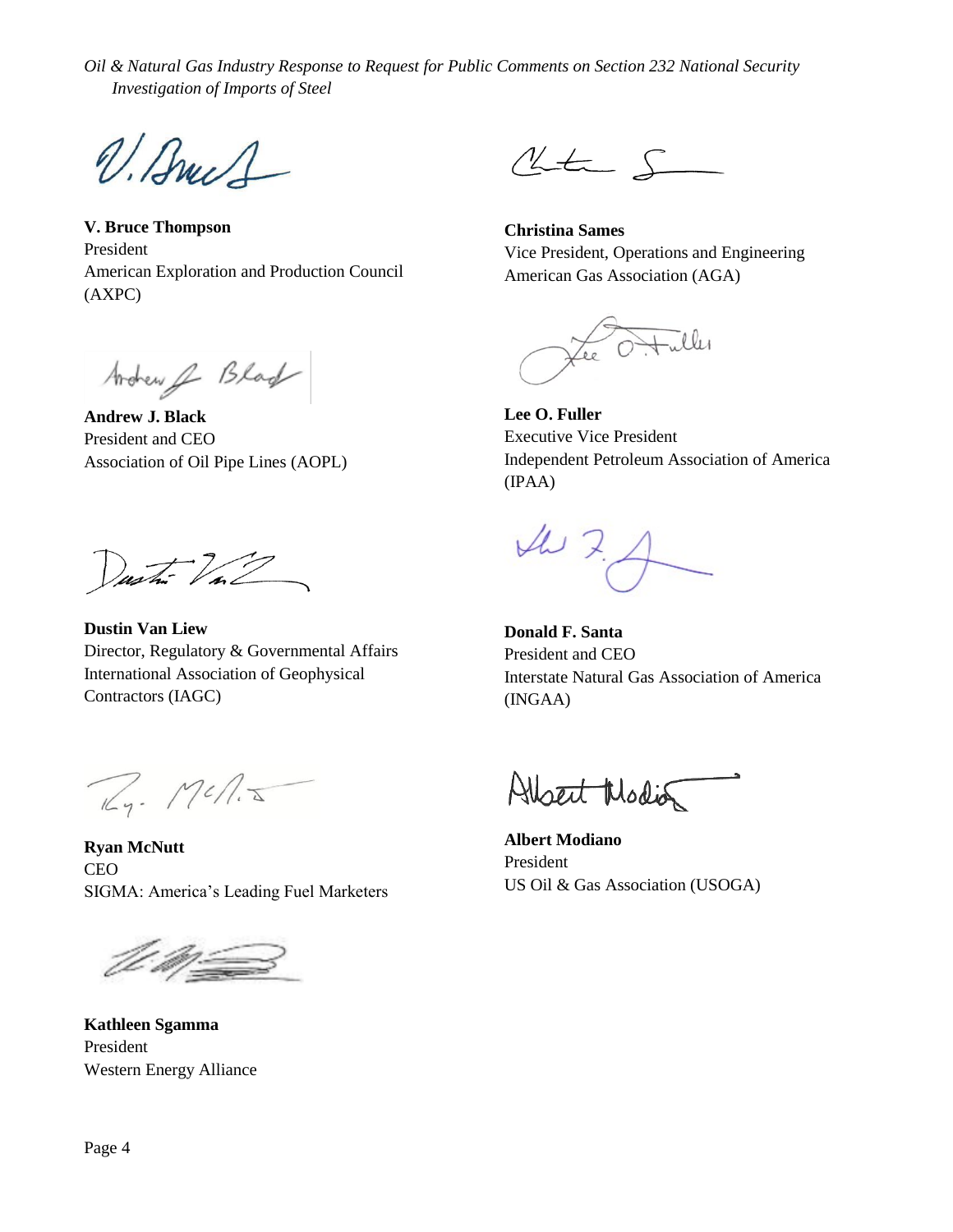**V. Bruce Thompson**
President
American Exploration and Production Council (AXPC)

**Christina Sames**
Vice President, Operations and Engineering
American Gas Association (AGA)

**Andrew J. Black**
President and CEO
Association of Oil Pipe Lines (AOPL)

**Lee O. Fuller**
Executive Vice President
Independent Petroleum Association of America (IPAA)

**Dustin Van Liew**
Director, Regulatory & Governmental Affairs
International Association of Geophysical Contractors (IAGC)

**Donald F. Santa**
President and CEO
Interstate Natural Gas Association of America (INGAA)

**Ryan McNutt**
CEO
SIGMA: America's Leading Fuel Marketers

**Albert Modiano**
President
US Oil & Gas Association (USOGA)

**Kathleen Sgamma**
President
Western Energy Alliance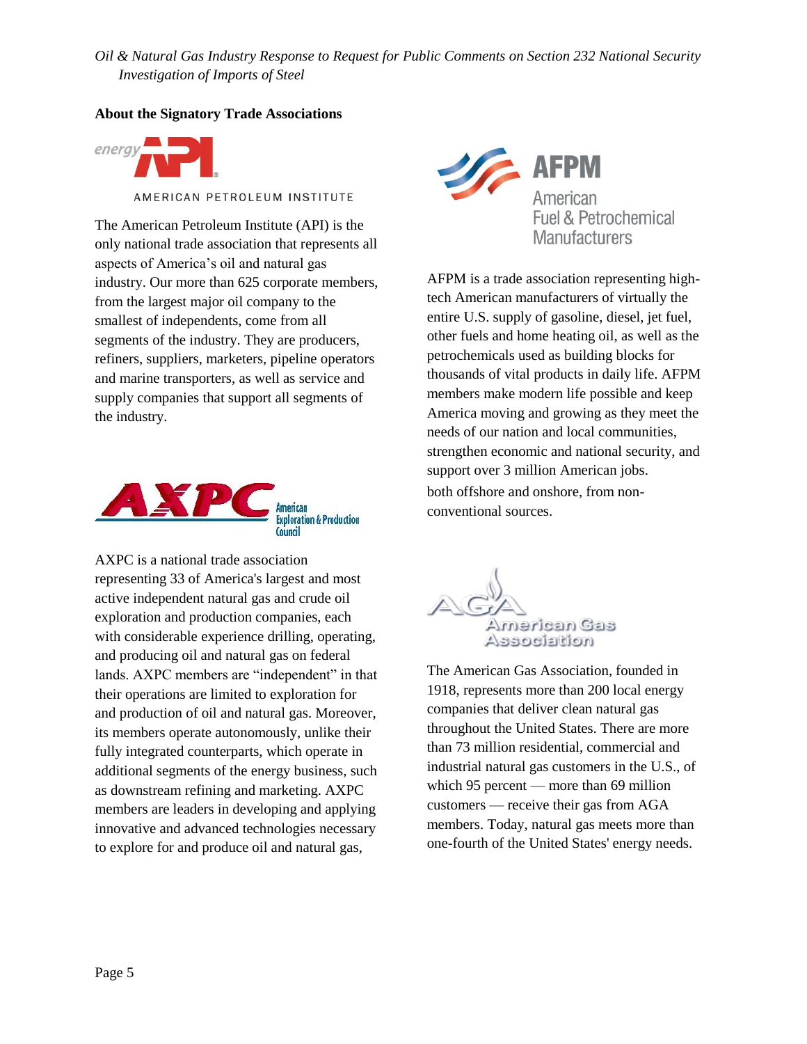## About the Signatory Trade Associations

AMERICAN PETROLEUM INSTITUTE

The American Petroleum Institute (API) is the only national trade association that represents all aspects of America's oil and natural gas industry. Our more than 625 corporate members, from the largest major oil company to the smallest of independents, come from all segments of the industry. They are producers, refiners, suppliers, marketers, pipeline operators and marine transporters, as well as service and supply companies that support all segments of the industry.

AXPC American Exploration & Production Council

AXPC is a national trade association representing 33 of America's largest and most active independent natural gas and crude oil exploration and production companies, each with considerable experience drilling, operating, and producing oil and natural gas on federal lands. AXPC members are "independent" in that their operations are limited to exploration for and production of oil and natural gas. Moreover, its members operate autonomously, unlike their fully integrated counterparts, which operate in additional segments of the energy business, such as downstream refining and marketing. AXPC members are leaders in developing and applying innovative and advanced technologies necessary to explore for and produce oil and natural gas, both offshore and onshore, from non-conventional sources.

AFPM American Fuel & Petrochemical Manufacturers

AFPM is a trade association representing high-tech American manufacturers of virtually the entire U.S. supply of gasoline, diesel, jet fuel, other fuels and home heating oil, as well as the petrochemicals used as building blocks for thousands of vital products in daily life. AFPM members make modern life possible and keep America moving and growing as they meet the needs of our nation and local communities, strengthen economic and national security, and support over 3 million American jobs.

AGA American Gas Association

The American Gas Association, founded in 1918, represents more than 200 local energy companies that deliver clean natural gas throughout the United States. There are more than 73 million residential, commercial and industrial natural gas customers in the U.S., of which 95 percent — more than 69 million customers — receive their gas from AGA members. Today, natural gas meets more than one-fourth of the United States' energy needs.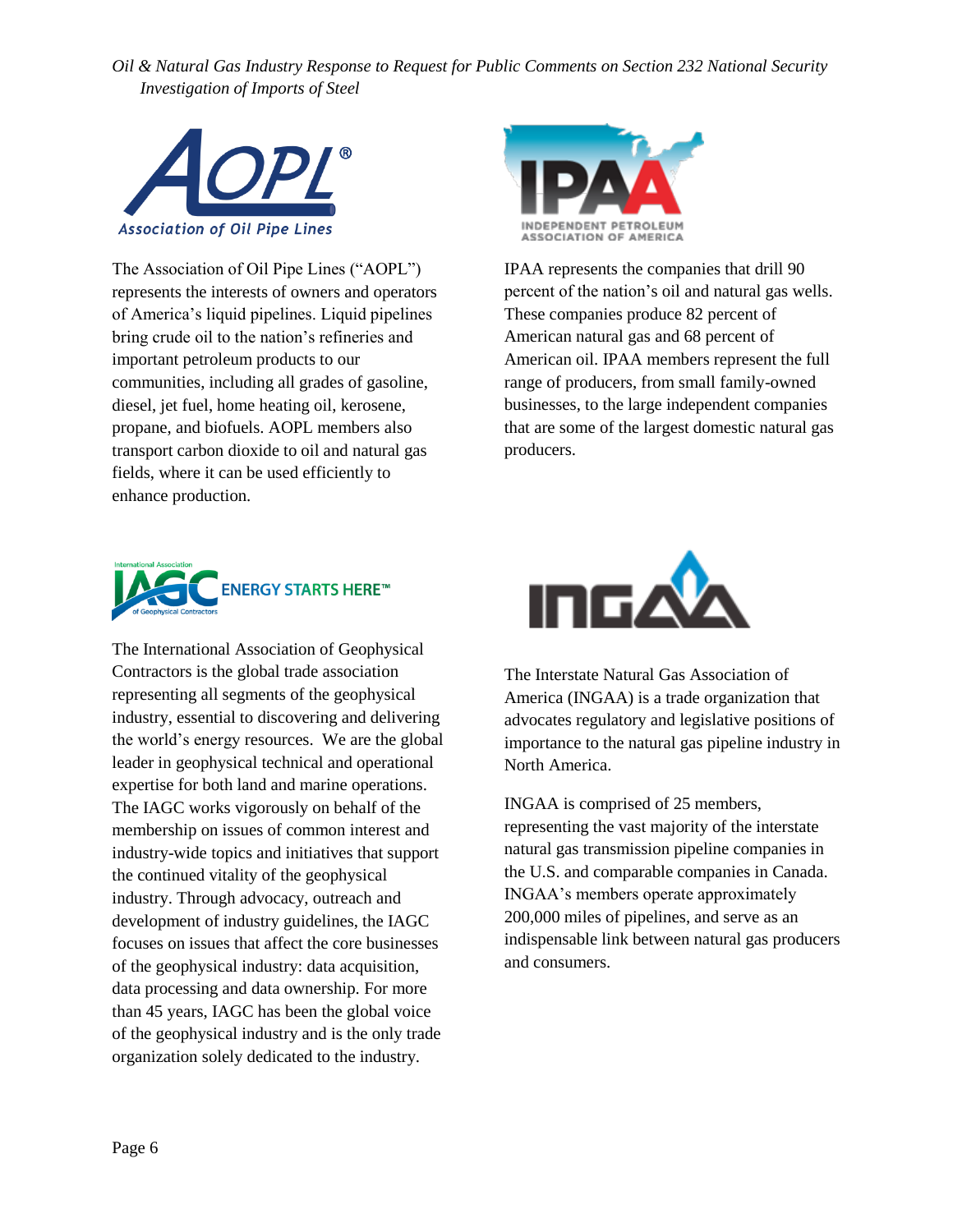The Association of Oil Pipe Lines ("AOPL") represents the interests of owners and operators of America's liquid pipelines. Liquid pipelines bring crude oil to the nation's refineries and important petroleum products to our communities, including all grades of gasoline, diesel, jet fuel, home heating oil, kerosene, propane, and biofuels. AOPL members also transport carbon dioxide to oil and natural gas fields, where it can be used efficiently to enhance production.

IPAA represents the companies that drill 90 percent of the nation's oil and natural gas wells. These companies produce 82 percent of American natural gas and 68 percent of American oil. IPAA members represent the full range of producers, from small family-owned businesses, to the large independent companies that are some of the largest domestic natural gas producers.

The International Association of Geophysical Contractors is the global trade association representing all segments of the geophysical industry, essential to discovering and delivering the world's energy resources. We are the global leader in geophysical technical and operational expertise for both land and marine operations. The IAGC works vigorously on behalf of the membership on issues of common interest and industry-wide topics and initiatives that support the continued vitality of the geophysical industry. Through advocacy, outreach and development of industry guidelines, the IAGC focuses on issues that affect the core businesses of the geophysical industry: data acquisition, data processing and data ownership. For more than 45 years, IAGC has been the global voice of the geophysical industry and is the only trade organization solely dedicated to the industry.

The Interstate Natural Gas Association of America (INGAA) is a trade organization that advocates regulatory and legislative positions of importance to the natural gas pipeline industry in North America.

INGAA is comprised of 25 members, representing the vast majority of the interstate natural gas transmission pipeline companies in the U.S. and comparable companies in Canada. INGAA's members operate approximately 200,000 miles of pipelines, and serve as an indispensable link between natural gas producers and consumers.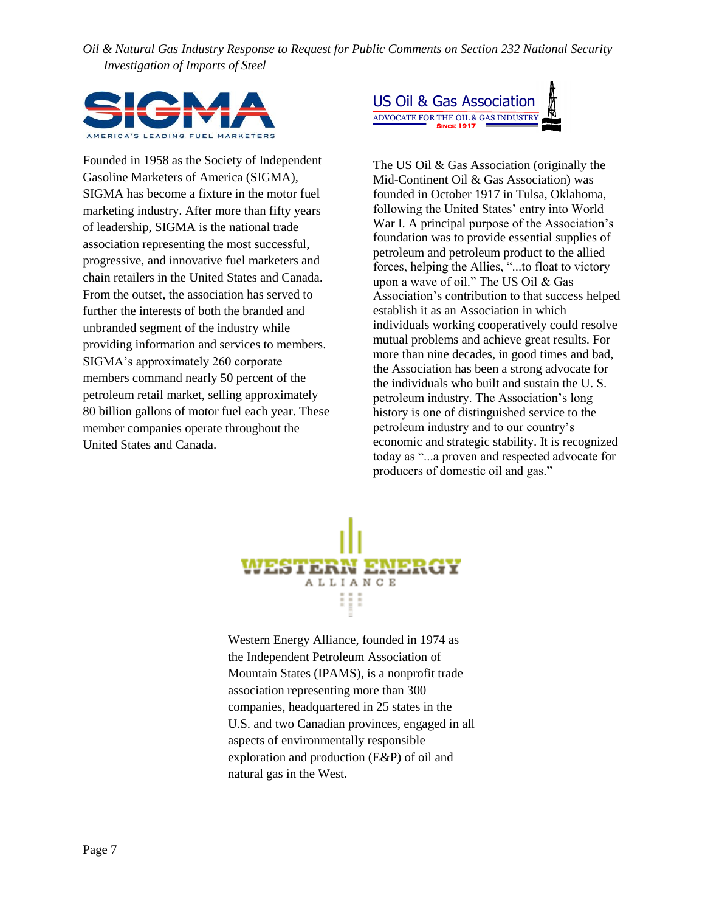SIGMA

AMERICA'S LEADING FUEL MARKETERS

Founded in 1958 as the Society of Independent Gasoline Marketers of America (SIGMA), SIGMA has become a fixture in the motor fuel marketing industry. After more than fifty years of leadership, SIGMA is the national trade association representing the most successful, progressive, and innovative fuel marketers and chain retailers in the United States and Canada. From the outset, the association has served to further the interests of both the branded and unbranded segment of the industry while providing information and services to members. SIGMA's approximately 260 corporate members command nearly 50 percent of the petroleum retail market, selling approximately 80 billion gallons of motor fuel each year. These member companies operate throughout the United States and Canada.

US Oil & Gas Association

ADVOCATE FOR THE OIL & GAS INDUSTRY

SINCE 1917

The US Oil & Gas Association (originally the Mid-Continent Oil & Gas Association) was founded in October 1917 in Tulsa, Oklahoma, following the United States' entry into World War I. A principal purpose of the Association's foundation was to provide essential supplies of petroleum and petroleum product to the allied forces, helping the Allies, "...to float to victory upon a wave of oil." The US Oil & Gas Association's contribution to that success helped establish it as an Association in which individuals working cooperatively could resolve mutual problems and achieve great results. For more than nine decades, in good times and bad, the Association has been a strong advocate for the individuals who built and sustain the U. S. petroleum industry. The Association's long history is one of distinguished service to the petroleum industry and to our country's economic and strategic stability. It is recognized today as "...a proven and respected advocate for producers of domestic oil and gas."

WESTERN ENERGY

ALLIANCE

Western Energy Alliance, founded in 1974 as the Independent Petroleum Association of Mountain States (IPAMS), is a nonprofit trade association representing more than 300 companies, headquartered in 25 states in the U.S. and two Canadian provinces, engaged in all aspects of environmentally responsible exploration and production (E&P) of oil and natural gas in the West.